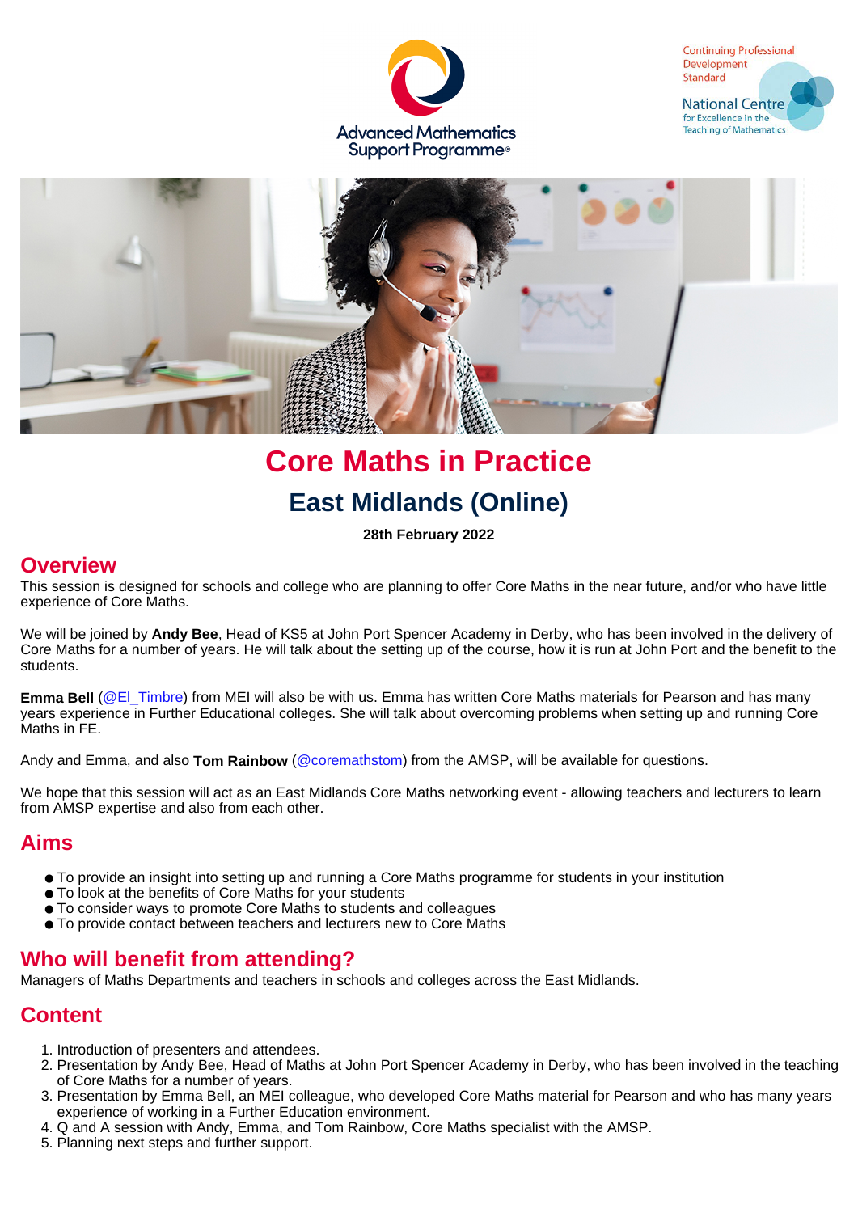# Core Maths in Practice

## East Midlands (Online)

**28th February 2022**

## Overview

This session is designed for schools and college who are planning to offer Core Maths in the near future, and/or who have little experience of Core Maths.

We will be joined by **Andy Bee**, Head of KS5 at John Port Spencer Academy in Derby, who has been involved in the delivery of Core Maths for a number of years. He will talk about the setting up of the course, how it is run at John Port and the benefit to the students.

**Emma Bell** (@El_Timbre) from MEI will also be with us. Emma has written Core Maths materials for Pearson and has many years experience in Further Educational colleges. She will talk about overcoming problems when setting up and running Core Maths in FE.

Andy and Emma, and also **Tom Rainbow** (@coremathstom) from the AMSP, will be available for questions.

We hope that this session will act as an East Midlands Core Maths networking event - allowing teachers and lecturers to learn from AMSP expertise and also from each other.

## Aims

- To provide an insight into setting up and running a Core Maths programme for students in your institution
- To look at the benefits of Core Maths for your students
- To consider ways to promote Core Maths to students and colleagues
- To provide contact between teachers and lecturers new to Core Maths

## Who will benefit from attending?

Managers of Maths Departments and teachers in schools and colleges across the East Midlands.

## Content

1. Introduction of presenters and attendees.
2. Presentation by Andy Bee, Head of Maths at John Port Spencer Academy in Derby, who has been involved in the teaching of Core Maths for a number of years.
3. Presentation by Emma Bell, an MEI colleague, who developed Core Maths material for Pearson and who has many years experience of working in a Further Education environment.
4. Q and A session with Andy, Emma, and Tom Rainbow, Core Maths specialist with the AMSP.
5. Planning next steps and further support.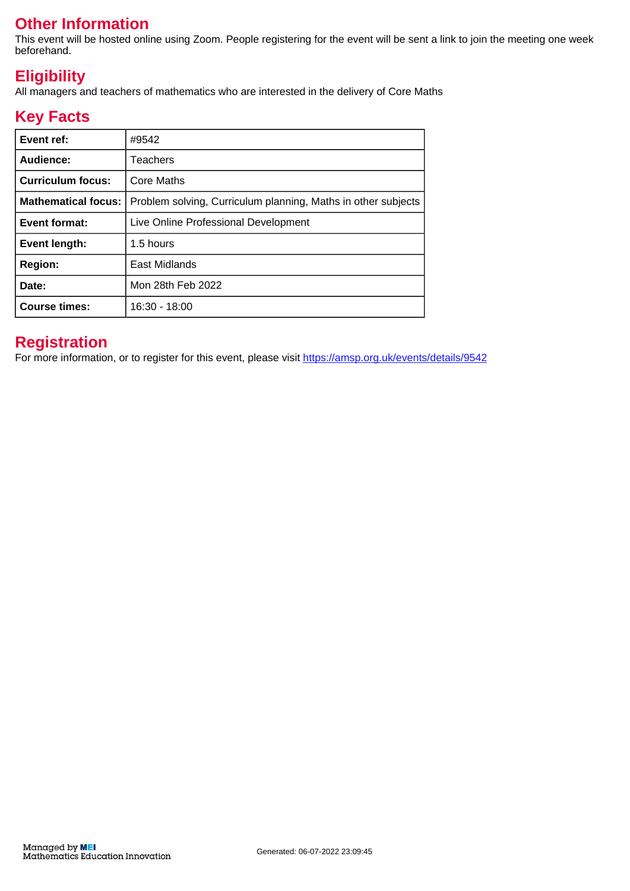## Other Information

This event will be hosted online using Zoom. People registering for the event will be sent a link to join the meeting one week beforehand.

## Eligibility

All managers and teachers of mathematics who are interested in the delivery of Core Maths

## Key Facts

| | |
|---|---|
| **Event ref:** | #9542 |
| **Audience:** | Teachers |
| **Curriculum focus:** | Core Maths |
| **Mathematical focus:** | Problem solving, Curriculum planning, Maths in other subjects |
| **Event format:** | Live Online Professional Development |
| **Event length:** | 1.5 hours |
| **Region:** | East Midlands |
| **Date:** | Mon 28th Feb 2022 |
| **Course times:** | 16:30 - 18:00 |

## Registration

For more information, or to register for this event, please visit https://amsp.org.uk/events/details/9542

Managed by MEI
Mathematics Education Innovation

Generated: 06-07-2022 23:09:45